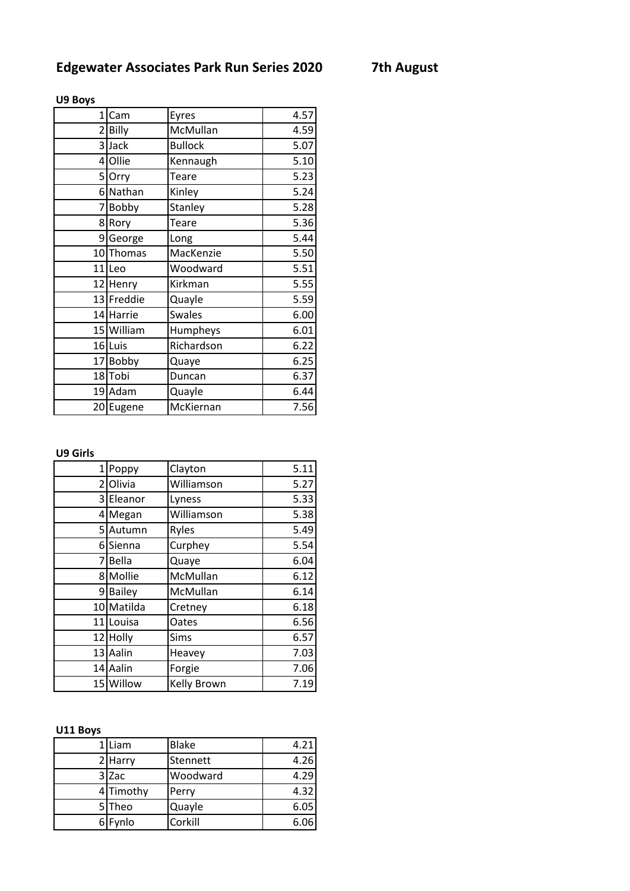# Edgewater Associates Park Run Series 2020 7th August

**U9 Boys**

| | | | |
|---|---|---|---|
| 1 | Cam | Eyres | 4.57 |
| 2 | Billy | McMullan | 4.59 |
| 3 | Jack | Bullock | 5.07 |
| 4 | Ollie | Kennaugh | 5.10 |
| 5 | Orry | Teare | 5.23 |
| 6 | Nathan | Kinley | 5.24 |
| 7 | Bobby | Stanley | 5.28 |
| 8 | Rory | Teare | 5.36 |
| 9 | George | Long | 5.44 |
| 10 | Thomas | MacKenzie | 5.50 |
| 11 | Leo | Woodward | 5.51 |
| 12 | Henry | Kirkman | 5.55 |
| 13 | Freddie | Quayle | 5.59 |
| 14 | Harrie | Swales | 6.00 |
| 15 | William | Humpheys | 6.01 |
| 16 | Luis | Richardson | 6.22 |
| 17 | Bobby | Quaye | 6.25 |
| 18 | Tobi | Duncan | 6.37 |
| 19 | Adam | Quayle | 6.44 |
| 20 | Eugene | McKiernan | 7.56 |

**U9 Girls**

| | | | |
|---|---|---|---|
| 1 | Poppy | Clayton | 5.11 |
| 2 | Olivia | Williamson | 5.27 |
| 3 | Eleanor | Lyness | 5.33 |
| 4 | Megan | Williamson | 5.38 |
| 5 | Autumn | Ryles | 5.49 |
| 6 | Sienna | Curphey | 5.54 |
| 7 | Bella | Quaye | 6.04 |
| 8 | Mollie | McMullan | 6.12 |
| 9 | Bailey | McMullan | 6.14 |
| 10 | Matilda | Cretney | 6.18 |
| 11 | Louisa | Oates | 6.56 |
| 12 | Holly | Sims | 6.57 |
| 13 | Aalin | Heavey | 7.03 |
| 14 | Aalin | Forgie | 7.06 |
| 15 | Willow | Kelly Brown | 7.19 |

**U11 Boys**

| | | | |
|---|---|---|---|
| 1 | Liam | Blake | 4.21 |
| 2 | Harry | Stennett | 4.26 |
| 3 | Zac | Woodward | 4.29 |
| 4 | Timothy | Perry | 4.32 |
| 5 | Theo | Quayle | 6.05 |
| 6 | Fynlo | Corkill | 6.06 |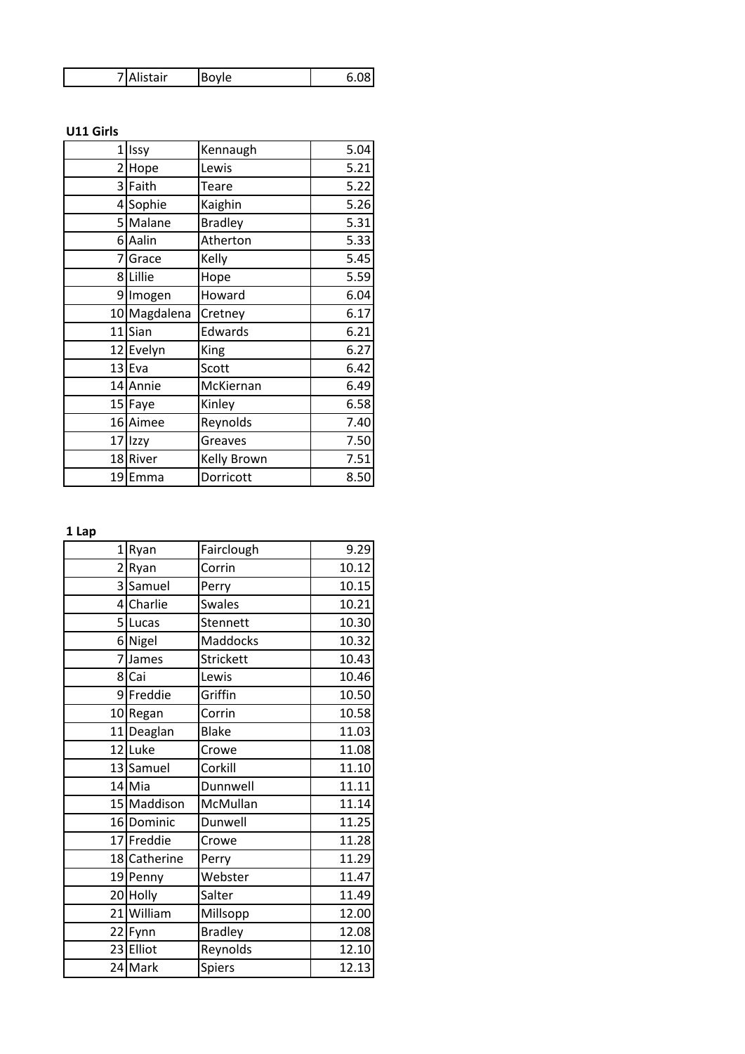| | | | |
|---|---|---|---|
| 7 | Alistair | Boyle | 6.08 |

**U11 Girls**

| | | | |
|---|---|---|---|
| 1 | Issy | Kennaugh | 5.04 |
| 2 | Hope | Lewis | 5.21 |
| 3 | Faith | Teare | 5.22 |
| 4 | Sophie | Kaighin | 5.26 |
| 5 | Malane | Bradley | 5.31 |
| 6 | Aalin | Atherton | 5.33 |
| 7 | Grace | Kelly | 5.45 |
| 8 | Lillie | Hope | 5.59 |
| 9 | Imogen | Howard | 6.04 |
| 10 | Magdalena | Cretney | 6.17 |
| 11 | Sian | Edwards | 6.21 |
| 12 | Evelyn | King | 6.27 |
| 13 | Eva | Scott | 6.42 |
| 14 | Annie | McKiernan | 6.49 |
| 15 | Faye | Kinley | 6.58 |
| 16 | Aimee | Reynolds | 7.40 |
| 17 | Izzy | Greaves | 7.50 |
| 18 | River | Kelly Brown | 7.51 |
| 19 | Emma | Dorricott | 8.50 |

**1 Lap**

| | | | |
|---|---|---|---|
| 1 | Ryan | Fairclough | 9.29 |
| 2 | Ryan | Corrin | 10.12 |
| 3 | Samuel | Perry | 10.15 |
| 4 | Charlie | Swales | 10.21 |
| 5 | Lucas | Stennett | 10.30 |
| 6 | Nigel | Maddocks | 10.32 |
| 7 | James | Strickett | 10.43 |
| 8 | Cai | Lewis | 10.46 |
| 9 | Freddie | Griffin | 10.50 |
| 10 | Regan | Corrin | 10.58 |
| 11 | Deaglan | Blake | 11.03 |
| 12 | Luke | Crowe | 11.08 |
| 13 | Samuel | Corkill | 11.10 |
| 14 | Mia | Dunnwell | 11.11 |
| 15 | Maddison | McMullan | 11.14 |
| 16 | Dominic | Dunwell | 11.25 |
| 17 | Freddie | Crowe | 11.28 |
| 18 | Catherine | Perry | 11.29 |
| 19 | Penny | Webster | 11.47 |
| 20 | Holly | Salter | 11.49 |
| 21 | William | Millsopp | 12.00 |
| 22 | Fynn | Bradley | 12.08 |
| 23 | Elliot | Reynolds | 12.10 |
| 24 | Mark | Spiers | 12.13 |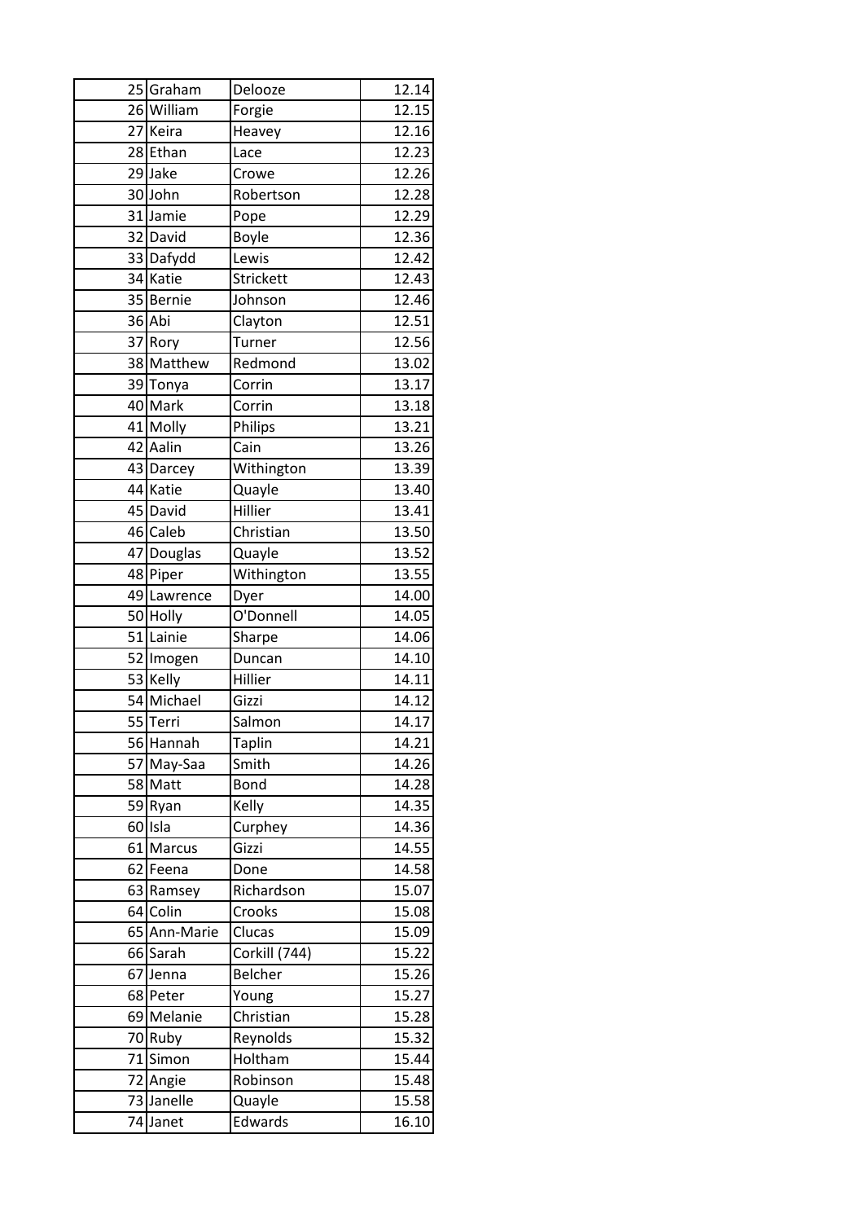| | | | |
|---|---|---|---|
| 25 | Graham | Delooze | 12.14 |
| 26 | William | Forgie | 12.15 |
| 27 | Keira | Heavey | 12.16 |
| 28 | Ethan | Lace | 12.23 |
| 29 | Jake | Crowe | 12.26 |
| 30 | John | Robertson | 12.28 |
| 31 | Jamie | Pope | 12.29 |
| 32 | David | Boyle | 12.36 |
| 33 | Dafydd | Lewis | 12.42 |
| 34 | Katie | Strickett | 12.43 |
| 35 | Bernie | Johnson | 12.46 |
| 36 | Abi | Clayton | 12.51 |
| 37 | Rory | Turner | 12.56 |
| 38 | Matthew | Redmond | 13.02 |
| 39 | Tonya | Corrin | 13.17 |
| 40 | Mark | Corrin | 13.18 |
| 41 | Molly | Philips | 13.21 |
| 42 | Aalin | Cain | 13.26 |
| 43 | Darcey | Withington | 13.39 |
| 44 | Katie | Quayle | 13.40 |
| 45 | David | Hillier | 13.41 |
| 46 | Caleb | Christian | 13.50 |
| 47 | Douglas | Quayle | 13.52 |
| 48 | Piper | Withington | 13.55 |
| 49 | Lawrence | Dyer | 14.00 |
| 50 | Holly | O'Donnell | 14.05 |
| 51 | Lainie | Sharpe | 14.06 |
| 52 | Imogen | Duncan | 14.10 |
| 53 | Kelly | Hillier | 14.11 |
| 54 | Michael | Gizzi | 14.12 |
| 55 | Terri | Salmon | 14.17 |
| 56 | Hannah | Taplin | 14.21 |
| 57 | May-Saa | Smith | 14.26 |
| 58 | Matt | Bond | 14.28 |
| 59 | Ryan | Kelly | 14.35 |
| 60 | Isla | Curphey | 14.36 |
| 61 | Marcus | Gizzi | 14.55 |
| 62 | Feena | Done | 14.58 |
| 63 | Ramsey | Richardson | 15.07 |
| 64 | Colin | Crooks | 15.08 |
| 65 | Ann-Marie | Clucas | 15.09 |
| 66 | Sarah | Corkill (744) | 15.22 |
| 67 | Jenna | Belcher | 15.26 |
| 68 | Peter | Young | 15.27 |
| 69 | Melanie | Christian | 15.28 |
| 70 | Ruby | Reynolds | 15.32 |
| 71 | Simon | Holtham | 15.44 |
| 72 | Angie | Robinson | 15.48 |
| 73 | Janelle | Quayle | 15.58 |
| 74 | Janet | Edwards | 16.10 |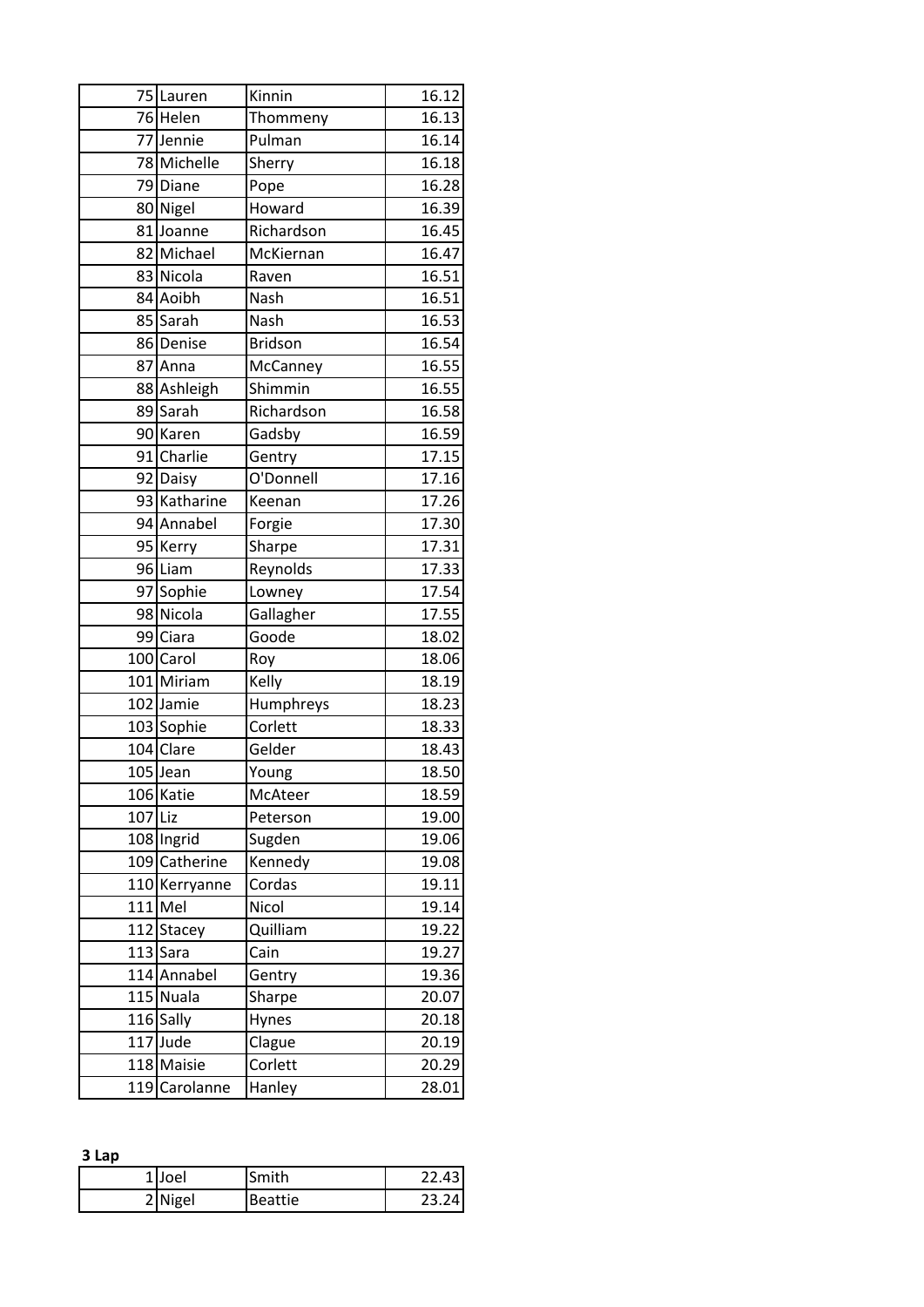| | | | |
|---|---|---|---|
| 75 | Lauren | Kinnin | 16.12 |
| 76 | Helen | Thommeny | 16.13 |
| 77 | Jennie | Pulman | 16.14 |
| 78 | Michelle | Sherry | 16.18 |
| 79 | Diane | Pope | 16.28 |
| 80 | Nigel | Howard | 16.39 |
| 81 | Joanne | Richardson | 16.45 |
| 82 | Michael | McKiernan | 16.47 |
| 83 | Nicola | Raven | 16.51 |
| 84 | Aoibh | Nash | 16.51 |
| 85 | Sarah | Nash | 16.53 |
| 86 | Denise | Bridson | 16.54 |
| 87 | Anna | McCanney | 16.55 |
| 88 | Ashleigh | Shimmin | 16.55 |
| 89 | Sarah | Richardson | 16.58 |
| 90 | Karen | Gadsby | 16.59 |
| 91 | Charlie | Gentry | 17.15 |
| 92 | Daisy | O'Donnell | 17.16 |
| 93 | Katharine | Keenan | 17.26 |
| 94 | Annabel | Forgie | 17.30 |
| 95 | Kerry | Sharpe | 17.31 |
| 96 | Liam | Reynolds | 17.33 |
| 97 | Sophie | Lowney | 17.54 |
| 98 | Nicola | Gallagher | 17.55 |
| 99 | Ciara | Goode | 18.02 |
| 100 | Carol | Roy | 18.06 |
| 101 | Miriam | Kelly | 18.19 |
| 102 | Jamie | Humphreys | 18.23 |
| 103 | Sophie | Corlett | 18.33 |
| 104 | Clare | Gelder | 18.43 |
| 105 | Jean | Young | 18.50 |
| 106 | Katie | McAteer | 18.59 |
| 107 | Liz | Peterson | 19.00 |
| 108 | Ingrid | Sugden | 19.06 |
| 109 | Catherine | Kennedy | 19.08 |
| 110 | Kerryanne | Cordas | 19.11 |
| 111 | Mel | Nicol | 19.14 |
| 112 | Stacey | Quilliam | 19.22 |
| 113 | Sara | Cain | 19.27 |
| 114 | Annabel | Gentry | 19.36 |
| 115 | Nuala | Sharpe | 20.07 |
| 116 | Sally | Hynes | 20.18 |
| 117 | Jude | Clague | 20.19 |
| 118 | Maisie | Corlett | 20.29 |
| 119 | Carolanne | Hanley | 28.01 |

**3 Lap**

| | | | |
|---|---|---|---|
| 1 | Joel | Smith | 22.43 |
| 2 | Nigel | Beattie | 23.24 |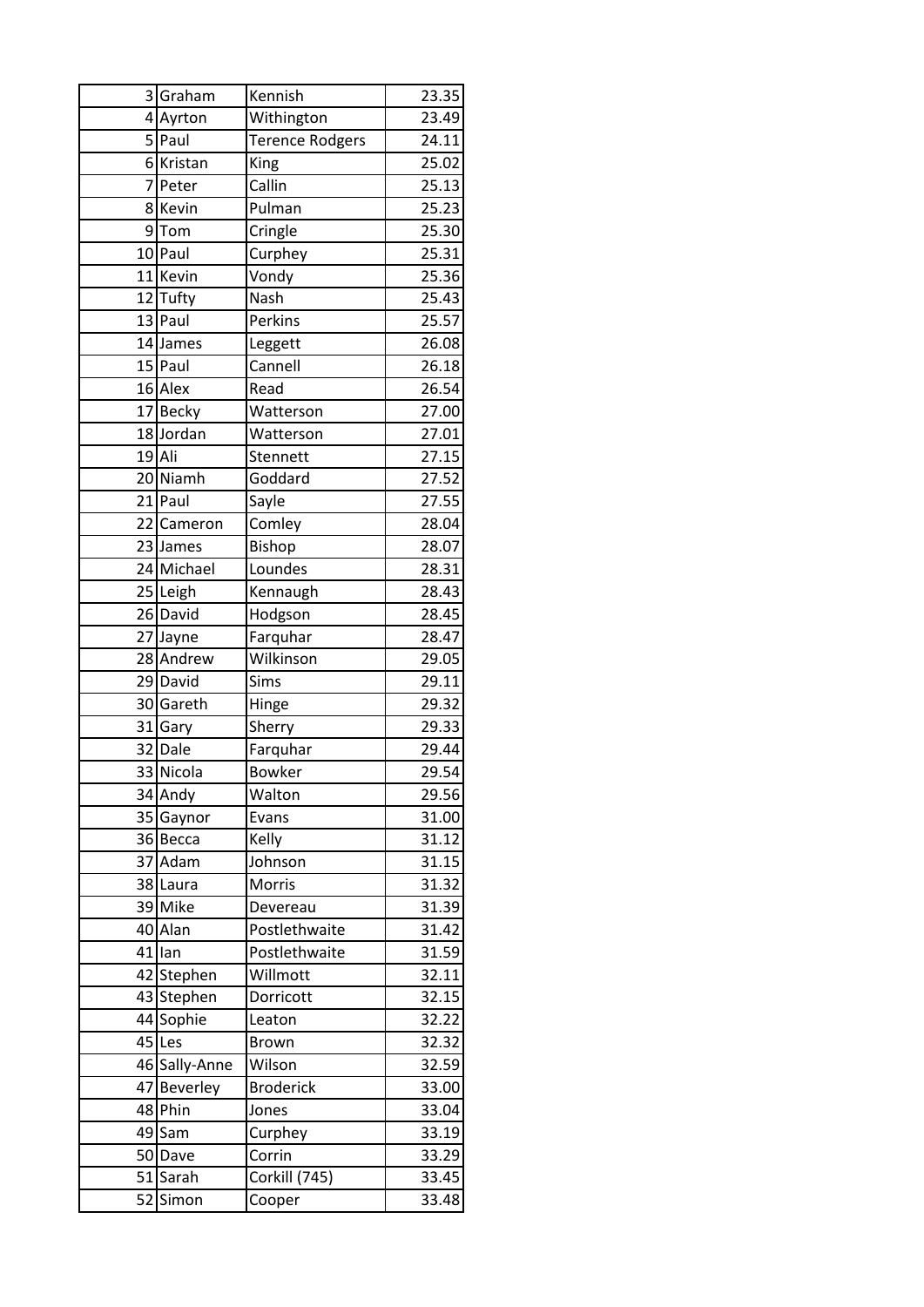| | | | |
|---|---|---|---|
| 3 | Graham | Kennish | 23.35 |
| 4 | Ayrton | Withington | 23.49 |
| 5 | Paul | Terence Rodgers | 24.11 |
| 6 | Kristan | King | 25.02 |
| 7 | Peter | Callin | 25.13 |
| 8 | Kevin | Pulman | 25.23 |
| 9 | Tom | Cringle | 25.30 |
| 10 | Paul | Curphey | 25.31 |
| 11 | Kevin | Vondy | 25.36 |
| 12 | Tufty | Nash | 25.43 |
| 13 | Paul | Perkins | 25.57 |
| 14 | James | Leggett | 26.08 |
| 15 | Paul | Cannell | 26.18 |
| 16 | Alex | Read | 26.54 |
| 17 | Becky | Watterson | 27.00 |
| 18 | Jordan | Watterson | 27.01 |
| 19 | Ali | Stennett | 27.15 |
| 20 | Niamh | Goddard | 27.52 |
| 21 | Paul | Sayle | 27.55 |
| 22 | Cameron | Comley | 28.04 |
| 23 | James | Bishop | 28.07 |
| 24 | Michael | Loundes | 28.31 |
| 25 | Leigh | Kennaugh | 28.43 |
| 26 | David | Hodgson | 28.45 |
| 27 | Jayne | Farquhar | 28.47 |
| 28 | Andrew | Wilkinson | 29.05 |
| 29 | David | Sims | 29.11 |
| 30 | Gareth | Hinge | 29.32 |
| 31 | Gary | Sherry | 29.33 |
| 32 | Dale | Farquhar | 29.44 |
| 33 | Nicola | Bowker | 29.54 |
| 34 | Andy | Walton | 29.56 |
| 35 | Gaynor | Evans | 31.00 |
| 36 | Becca | Kelly | 31.12 |
| 37 | Adam | Johnson | 31.15 |
| 38 | Laura | Morris | 31.32 |
| 39 | Mike | Devereau | 31.39 |
| 40 | Alan | Postlethwaite | 31.42 |
| 41 | Ian | Postlethwaite | 31.59 |
| 42 | Stephen | Willmott | 32.11 |
| 43 | Stephen | Dorricott | 32.15 |
| 44 | Sophie | Leaton | 32.22 |
| 45 | Les | Brown | 32.32 |
| 46 | Sally-Anne | Wilson | 32.59 |
| 47 | Beverley | Broderick | 33.00 |
| 48 | Phin | Jones | 33.04 |
| 49 | Sam | Curphey | 33.19 |
| 50 | Dave | Corrin | 33.29 |
| 51 | Sarah | Corkill (745) | 33.45 |
| 52 | Simon | Cooper | 33.48 |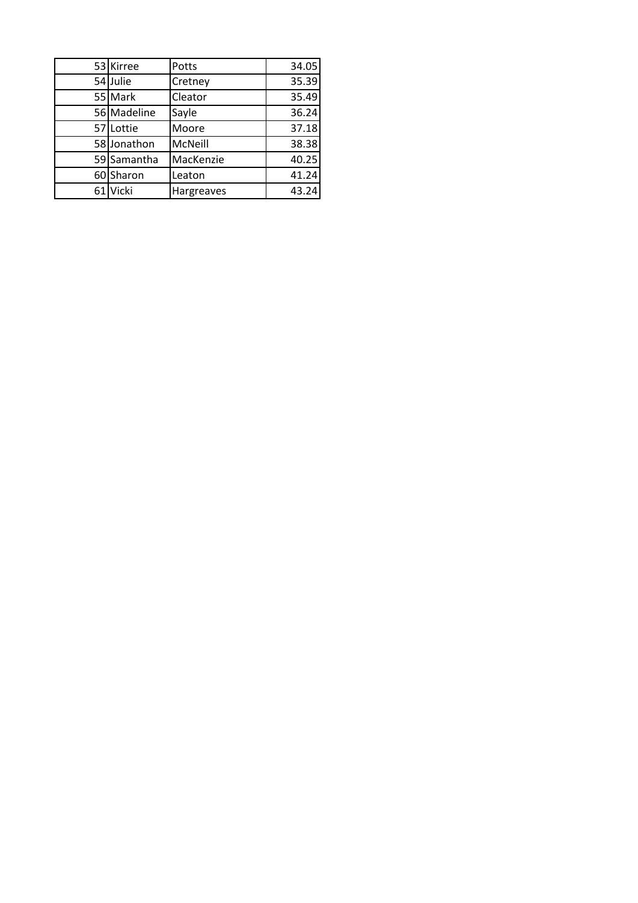| | | | |
|---|---|---|---|
| 53 | Kirree | Potts | 34.05 |
| 54 | Julie | Cretney | 35.39 |
| 55 | Mark | Cleator | 35.49 |
| 56 | Madeline | Sayle | 36.24 |
| 57 | Lottie | Moore | 37.18 |
| 58 | Jonathon | McNeill | 38.38 |
| 59 | Samantha | MacKenzie | 40.25 |
| 60 | Sharon | Leaton | 41.24 |
| 61 | Vicki | Hargreaves | 43.24 |